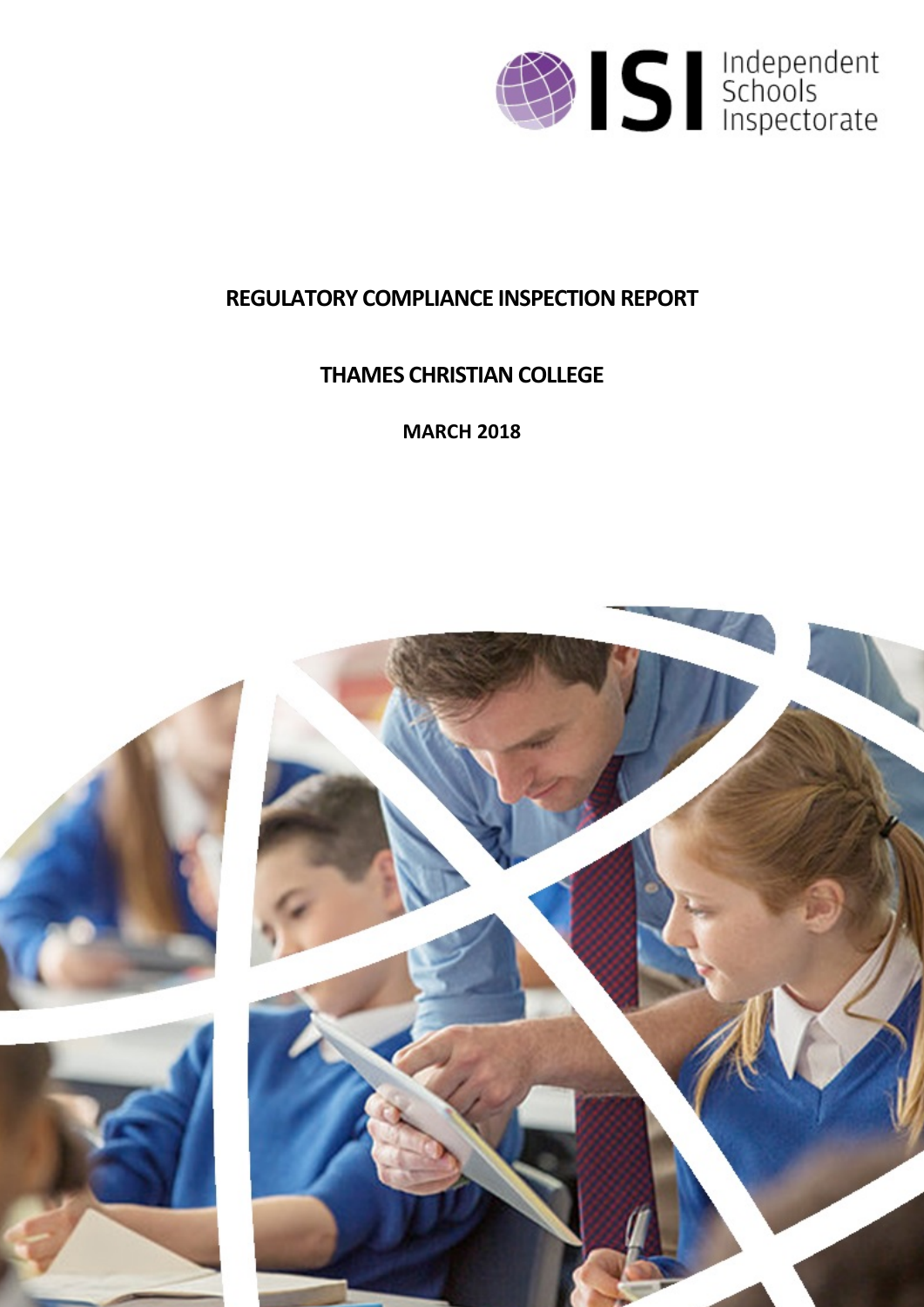# REGULATORY COMPLIANCE INSPECTION REPORT

## THAMES CHRISTIAN COLLEGE

**MARCH 2018**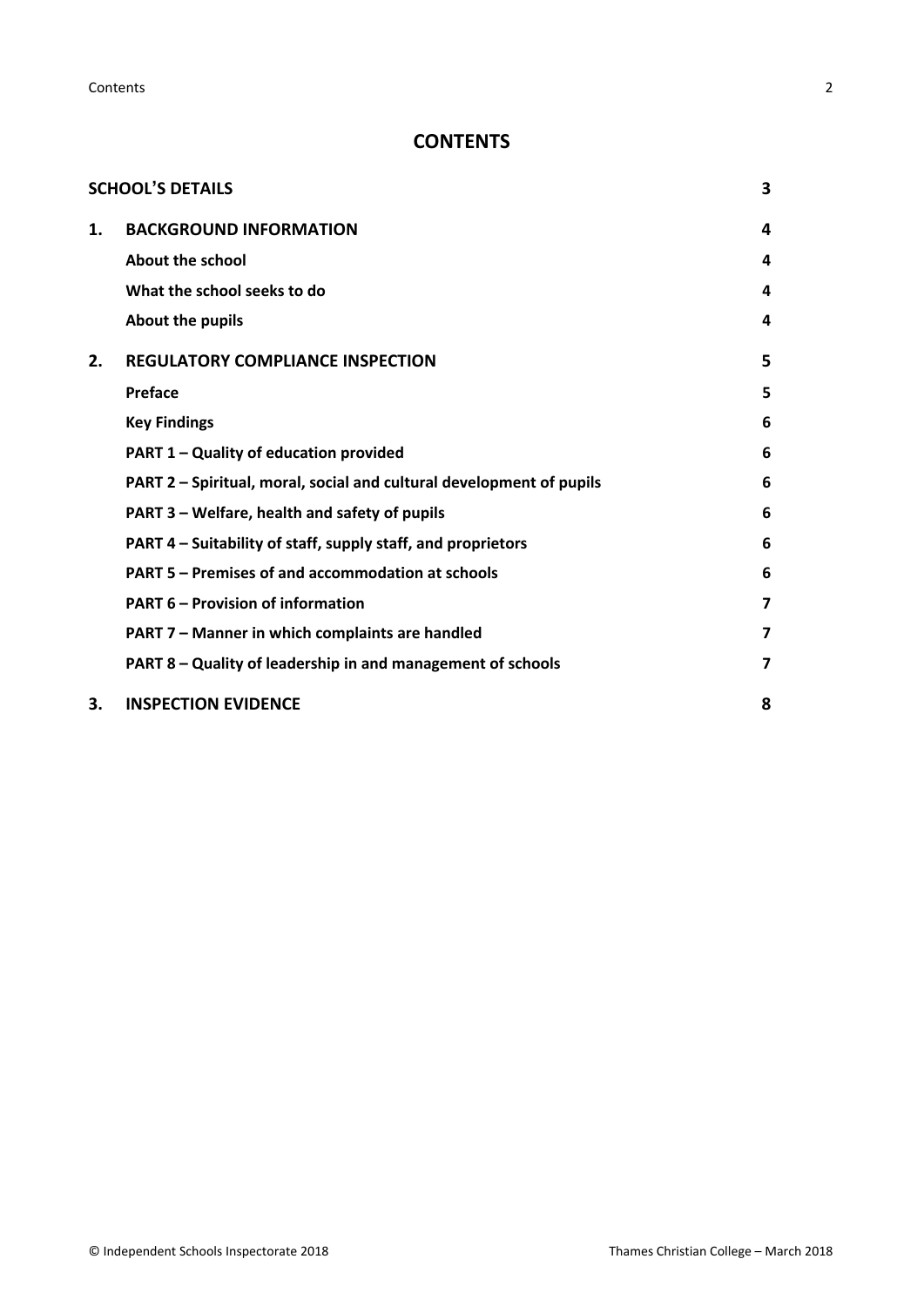# CONTENTS

| | | |
|---|---|---|
| **SCHOOL'S DETAILS** | | **3** |
| **1.** | **BACKGROUND INFORMATION** | **4** |
| | **About the school** | **4** |
| | **What the school seeks to do** | **4** |
| | **About the pupils** | **4** |
| **2.** | **REGULATORY COMPLIANCE INSPECTION** | **5** |
| | **Preface** | **5** |
| | **Key Findings** | **6** |
| | **PART 1 – Quality of education provided** | **6** |
| | **PART 2 – Spiritual, moral, social and cultural development of pupils** | **6** |
| | **PART 3 – Welfare, health and safety of pupils** | **6** |
| | **PART 4 – Suitability of staff, supply staff, and proprietors** | **6** |
| | **PART 5 – Premises of and accommodation at schools** | **6** |
| | **PART 6 – Provision of information** | **7** |
| | **PART 7 – Manner in which complaints are handled** | **7** |
| | **PART 8 – Quality of leadership in and management of schools** | **7** |
| **3.** | **INSPECTION EVIDENCE** | **8** |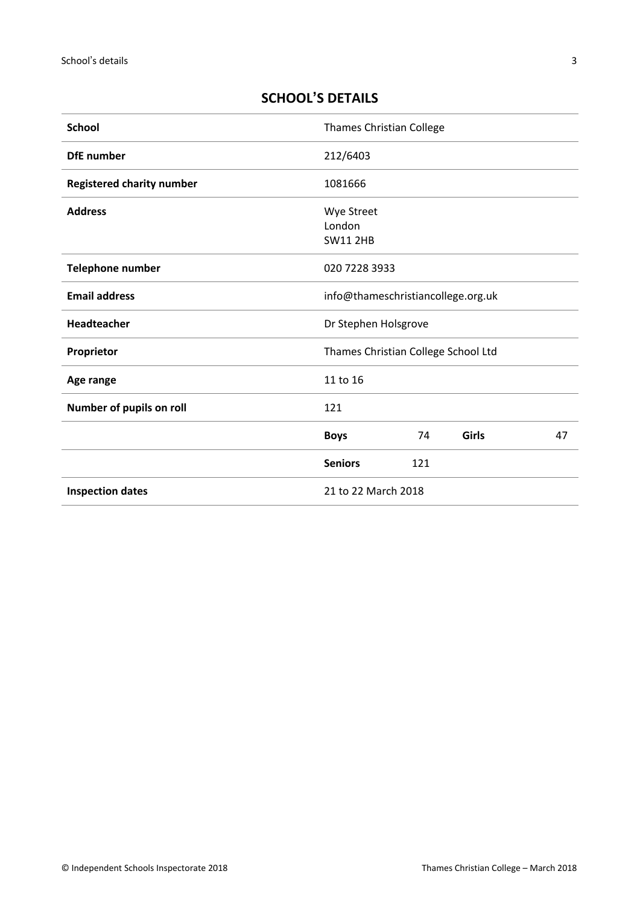## SCHOOL'S DETAILS

| | | | | |
|---|---|---|---|---|
| **School** | Thames Christian College | | | |
| **DfE number** | 212/6403 | | | |
| **Registered charity number** | 1081666 | | | |
| **Address** | Wye Street<br>London<br>SW11 2HB | | | |
| **Telephone number** | 020 7228 3933 | | | |
| **Email address** | info@thameschristiancollege.org.uk | | | |
| **Headteacher** | Dr Stephen Holsgrove | | | |
| **Proprietor** | Thames Christian College School Ltd | | | |
| **Age range** | 11 to 16 | | | |
| **Number of pupils on roll** | 121 | | | |
| | **Boys** | 74 | **Girls** | 47 |
| | **Seniors** | 121 | | |
| **Inspection dates** | 21 to 22 March 2018 | | | |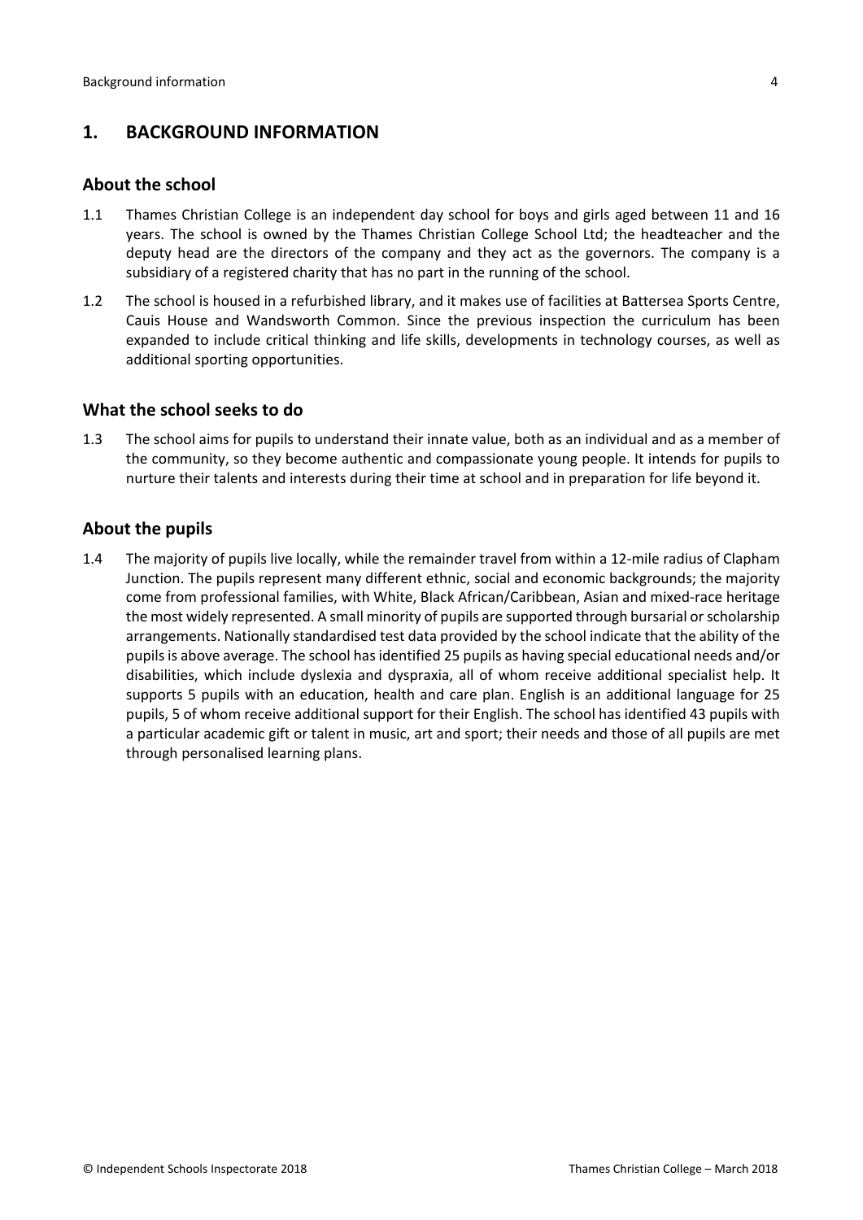## 1. BACKGROUND INFORMATION

### About the school

1.1 Thames Christian College is an independent day school for boys and girls aged between 11 and 16 years. The school is owned by the Thames Christian College School Ltd; the headteacher and the deputy head are the directors of the company and they act as the governors. The company is a subsidiary of a registered charity that has no part in the running of the school.

1.2 The school is housed in a refurbished library, and it makes use of facilities at Battersea Sports Centre, Cauis House and Wandsworth Common. Since the previous inspection the curriculum has been expanded to include critical thinking and life skills, developments in technology courses, as well as additional sporting opportunities.

### What the school seeks to do

1.3 The school aims for pupils to understand their innate value, both as an individual and as a member of the community, so they become authentic and compassionate young people. It intends for pupils to nurture their talents and interests during their time at school and in preparation for life beyond it.

### About the pupils

1.4 The majority of pupils live locally, while the remainder travel from within a 12-mile radius of Clapham Junction. The pupils represent many different ethnic, social and economic backgrounds; the majority come from professional families, with White, Black African/Caribbean, Asian and mixed-race heritage the most widely represented. A small minority of pupils are supported through bursarial or scholarship arrangements. Nationally standardised test data provided by the school indicate that the ability of the pupils is above average. The school has identified 25 pupils as having special educational needs and/or disabilities, which include dyslexia and dyspraxia, all of whom receive additional specialist help. It supports 5 pupils with an education, health and care plan. English is an additional language for 25 pupils, 5 of whom receive additional support for their English. The school has identified 43 pupils with a particular academic gift or talent in music, art and sport; their needs and those of all pupils are met through personalised learning plans.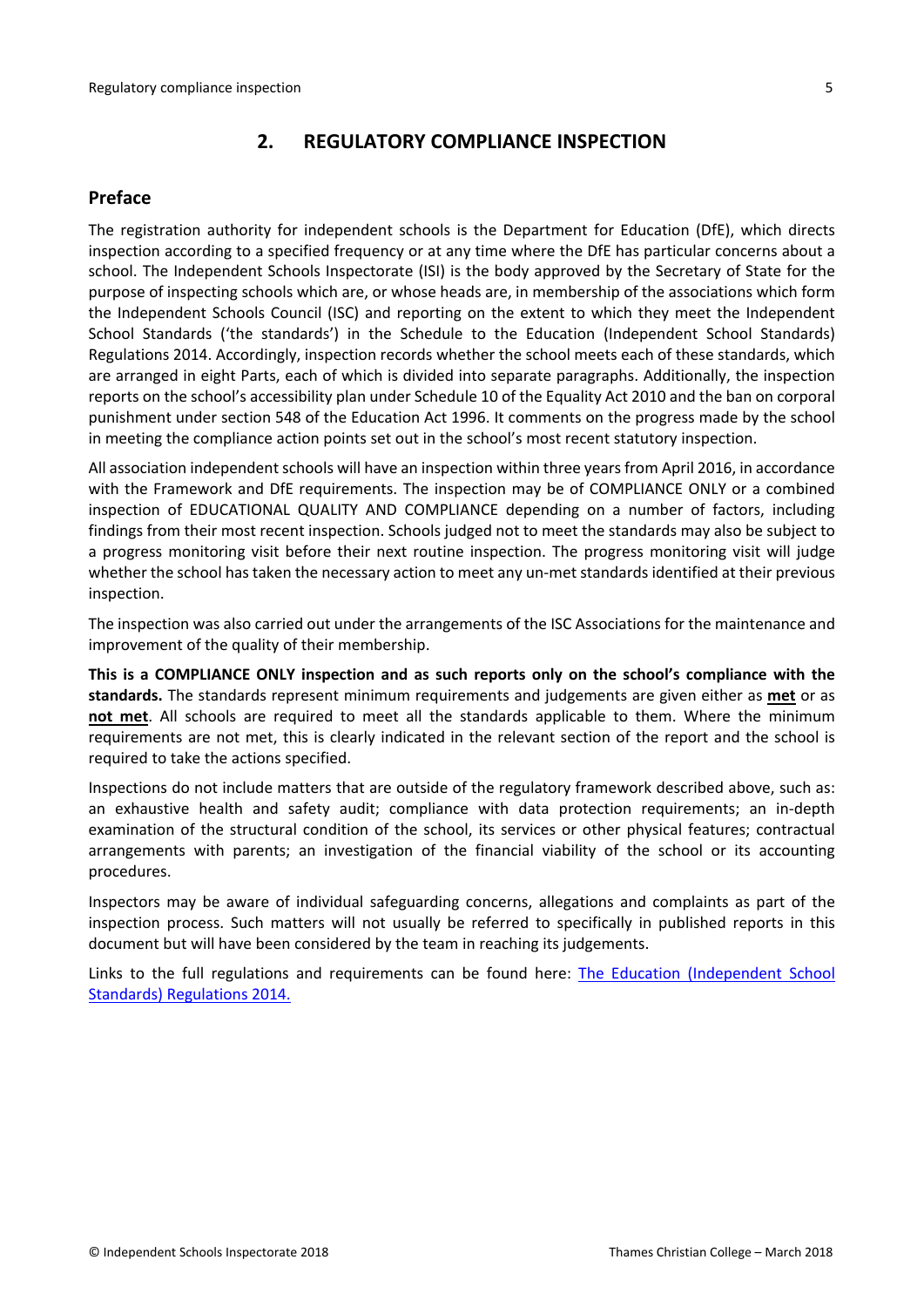## 2. REGULATORY COMPLIANCE INSPECTION

### Preface

The registration authority for independent schools is the Department for Education (DfE), which directs inspection according to a specified frequency or at any time where the DfE has particular concerns about a school. The Independent Schools Inspectorate (ISI) is the body approved by the Secretary of State for the purpose of inspecting schools which are, or whose heads are, in membership of the associations which form the Independent Schools Council (ISC) and reporting on the extent to which they meet the Independent School Standards ('the standards') in the Schedule to the Education (Independent School Standards) Regulations 2014. Accordingly, inspection records whether the school meets each of these standards, which are arranged in eight Parts, each of which is divided into separate paragraphs. Additionally, the inspection reports on the school's accessibility plan under Schedule 10 of the Equality Act 2010 and the ban on corporal punishment under section 548 of the Education Act 1996. It comments on the progress made by the school in meeting the compliance action points set out in the school's most recent statutory inspection.

All association independent schools will have an inspection within three years from April 2016, in accordance with the Framework and DfE requirements. The inspection may be of COMPLIANCE ONLY or a combined inspection of EDUCATIONAL QUALITY AND COMPLIANCE depending on a number of factors, including findings from their most recent inspection. Schools judged not to meet the standards may also be subject to a progress monitoring visit before their next routine inspection. The progress monitoring visit will judge whether the school has taken the necessary action to meet any un-met standards identified at their previous inspection.

The inspection was also carried out under the arrangements of the ISC Associations for the maintenance and improvement of the quality of their membership.

**This is a COMPLIANCE ONLY inspection and as such reports only on the school's compliance with the standards.** The standards represent minimum requirements and judgements are given either as **met** or as **not met**. All schools are required to meet all the standards applicable to them. Where the minimum requirements are not met, this is clearly indicated in the relevant section of the report and the school is required to take the actions specified.

Inspections do not include matters that are outside of the regulatory framework described above, such as: an exhaustive health and safety audit; compliance with data protection requirements; an in-depth examination of the structural condition of the school, its services or other physical features; contractual arrangements with parents; an investigation of the financial viability of the school or its accounting procedures.

Inspectors may be aware of individual safeguarding concerns, allegations and complaints as part of the inspection process. Such matters will not usually be referred to specifically in published reports in this document but will have been considered by the team in reaching its judgements.

Links to the full regulations and requirements can be found here: The Education (Independent School Standards) Regulations 2014.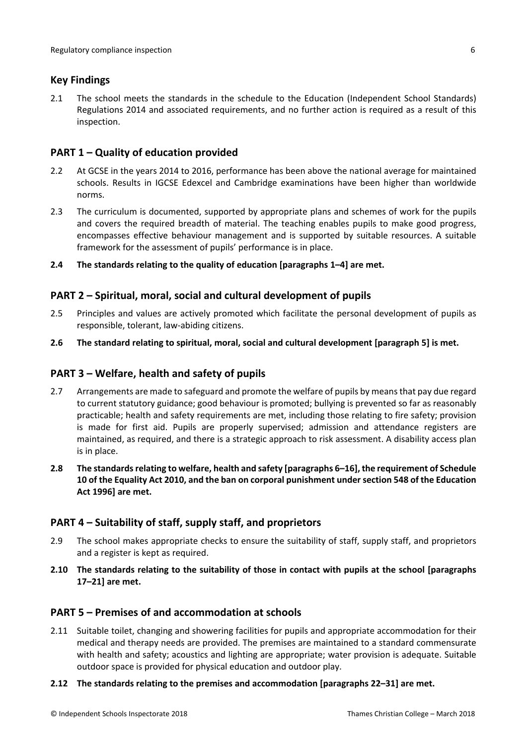## Key Findings

2.1 The school meets the standards in the schedule to the Education (Independent School Standards) Regulations 2014 and associated requirements, and no further action is required as a result of this inspection.

## PART 1 – Quality of education provided

2.2 At GCSE in the years 2014 to 2016, performance has been above the national average for maintained schools. Results in IGCSE Edexcel and Cambridge examinations have been higher than worldwide norms.

2.3 The curriculum is documented, supported by appropriate plans and schemes of work for the pupils and covers the required breadth of material. The teaching enables pupils to make good progress, encompasses effective behaviour management and is supported by suitable resources. A suitable framework for the assessment of pupils' performance is in place.

**2.4 The standards relating to the quality of education [paragraphs 1–4] are met.**

## PART 2 – Spiritual, moral, social and cultural development of pupils

2.5 Principles and values are actively promoted which facilitate the personal development of pupils as responsible, tolerant, law-abiding citizens.

**2.6 The standard relating to spiritual, moral, social and cultural development [paragraph 5] is met.**

## PART 3 – Welfare, health and safety of pupils

2.7 Arrangements are made to safeguard and promote the welfare of pupils by means that pay due regard to current statutory guidance; good behaviour is promoted; bullying is prevented so far as reasonably practicable; health and safety requirements are met, including those relating to fire safety; provision is made for first aid. Pupils are properly supervised; admission and attendance registers are maintained, as required, and there is a strategic approach to risk assessment. A disability access plan is in place.

**2.8 The standards relating to welfare, health and safety [paragraphs 6–16], the requirement of Schedule 10 of the Equality Act 2010, and the ban on corporal punishment under section 548 of the Education Act 1996] are met.**

## PART 4 – Suitability of staff, supply staff, and proprietors

2.9 The school makes appropriate checks to ensure the suitability of staff, supply staff, and proprietors and a register is kept as required.

**2.10 The standards relating to the suitability of those in contact with pupils at the school [paragraphs 17–21] are met.**

## PART 5 – Premises of and accommodation at schools

2.11 Suitable toilet, changing and showering facilities for pupils and appropriate accommodation for their medical and therapy needs are provided. The premises are maintained to a standard commensurate with health and safety; acoustics and lighting are appropriate; water provision is adequate. Suitable outdoor space is provided for physical education and outdoor play.

**2.12 The standards relating to the premises and accommodation [paragraphs 22–31] are met.**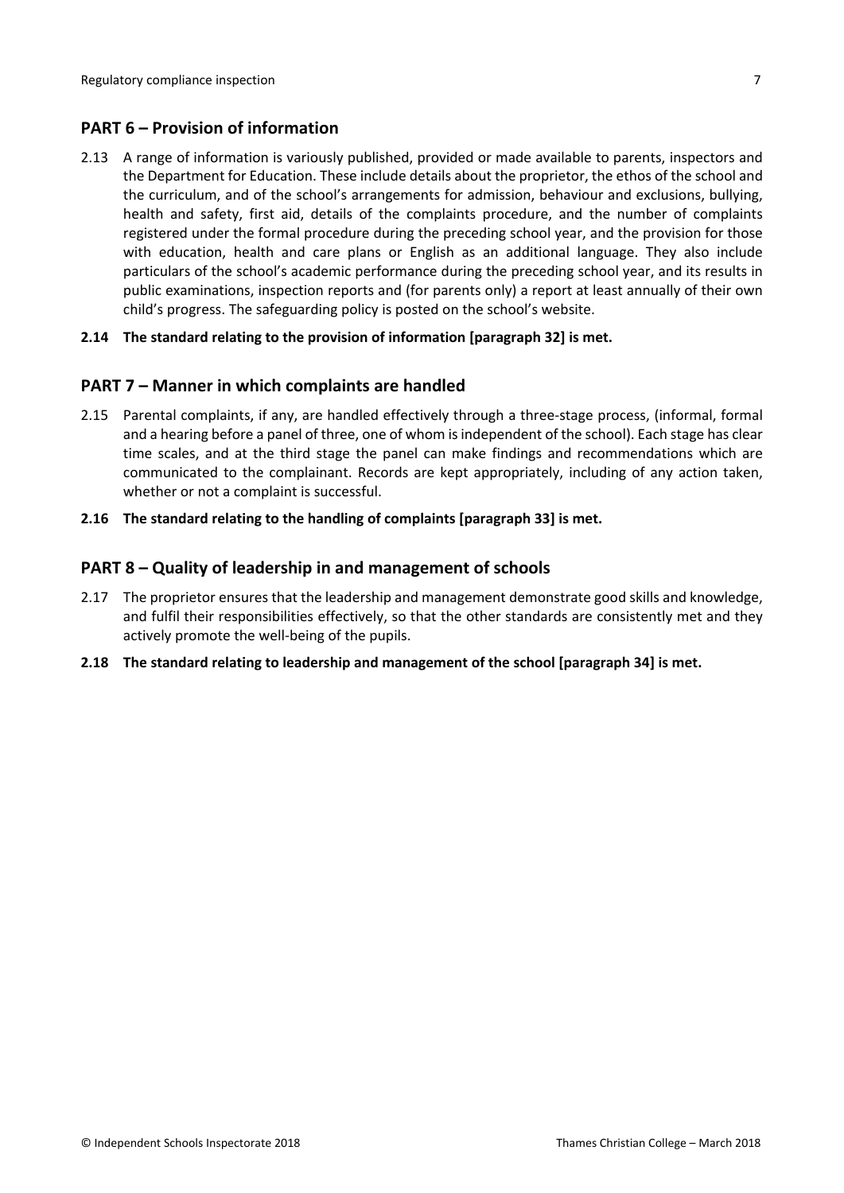## PART 6 – Provision of information

2.13 A range of information is variously published, provided or made available to parents, inspectors and the Department for Education. These include details about the proprietor, the ethos of the school and the curriculum, and of the school's arrangements for admission, behaviour and exclusions, bullying, health and safety, first aid, details of the complaints procedure, and the number of complaints registered under the formal procedure during the preceding school year, and the provision for those with education, health and care plans or English as an additional language. They also include particulars of the school's academic performance during the preceding school year, and its results in public examinations, inspection reports and (for parents only) a report at least annually of their own child's progress. The safeguarding policy is posted on the school's website.

**2.14 The standard relating to the provision of information [paragraph 32] is met.**

## PART 7 – Manner in which complaints are handled

2.15 Parental complaints, if any, are handled effectively through a three-stage process, (informal, formal and a hearing before a panel of three, one of whom is independent of the school). Each stage has clear time scales, and at the third stage the panel can make findings and recommendations which are communicated to the complainant. Records are kept appropriately, including of any action taken, whether or not a complaint is successful.

**2.16 The standard relating to the handling of complaints [paragraph 33] is met.**

## PART 8 – Quality of leadership in and management of schools

2.17 The proprietor ensures that the leadership and management demonstrate good skills and knowledge, and fulfil their responsibilities effectively, so that the other standards are consistently met and they actively promote the well-being of the pupils.

**2.18 The standard relating to leadership and management of the school [paragraph 34] is met.**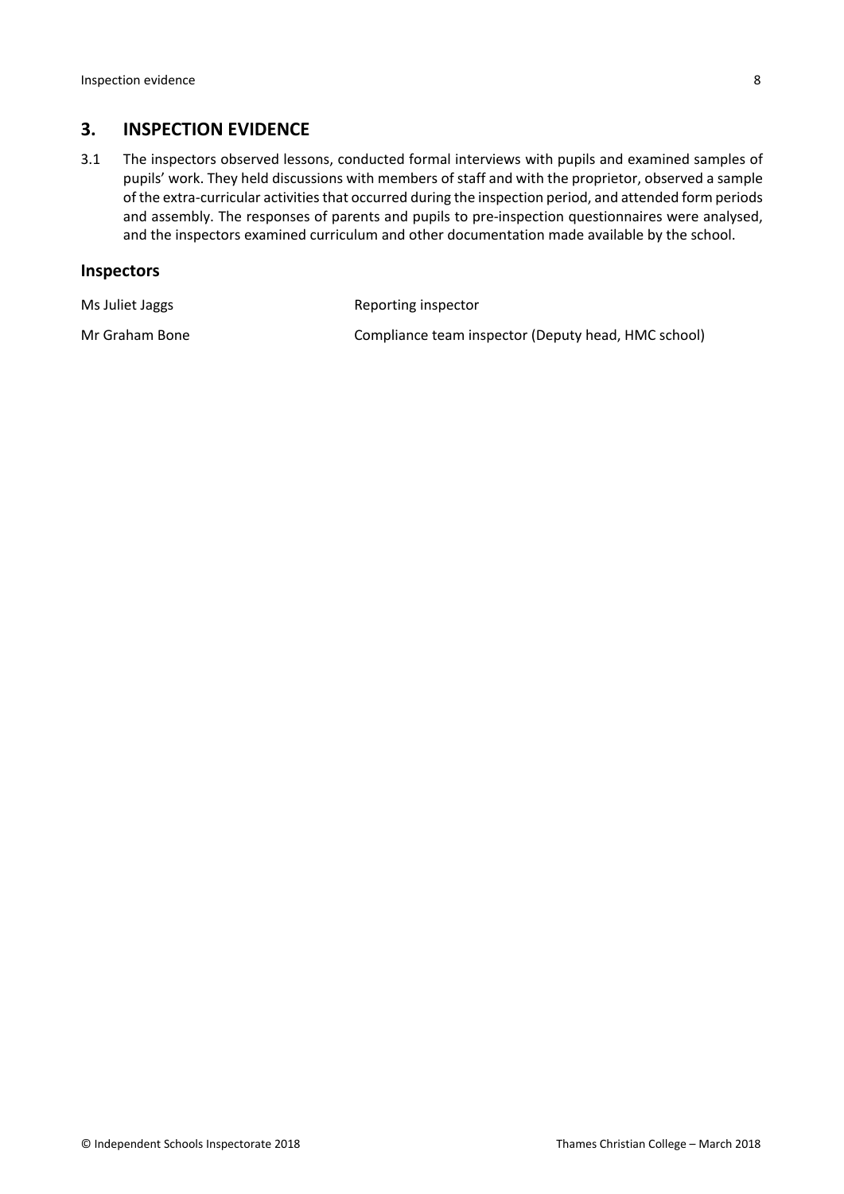## 3. INSPECTION EVIDENCE

3.1 The inspectors observed lessons, conducted formal interviews with pupils and examined samples of pupils' work. They held discussions with members of staff and with the proprietor, observed a sample of the extra-curricular activities that occurred during the inspection period, and attended form periods and assembly. The responses of parents and pupils to pre-inspection questionnaires were analysed, and the inspectors examined curriculum and other documentation made available by the school.

### Inspectors

| | |
|---|---|
| Ms Juliet Jaggs | Reporting inspector |
| Mr Graham Bone | Compliance team inspector (Deputy head, HMC school) |